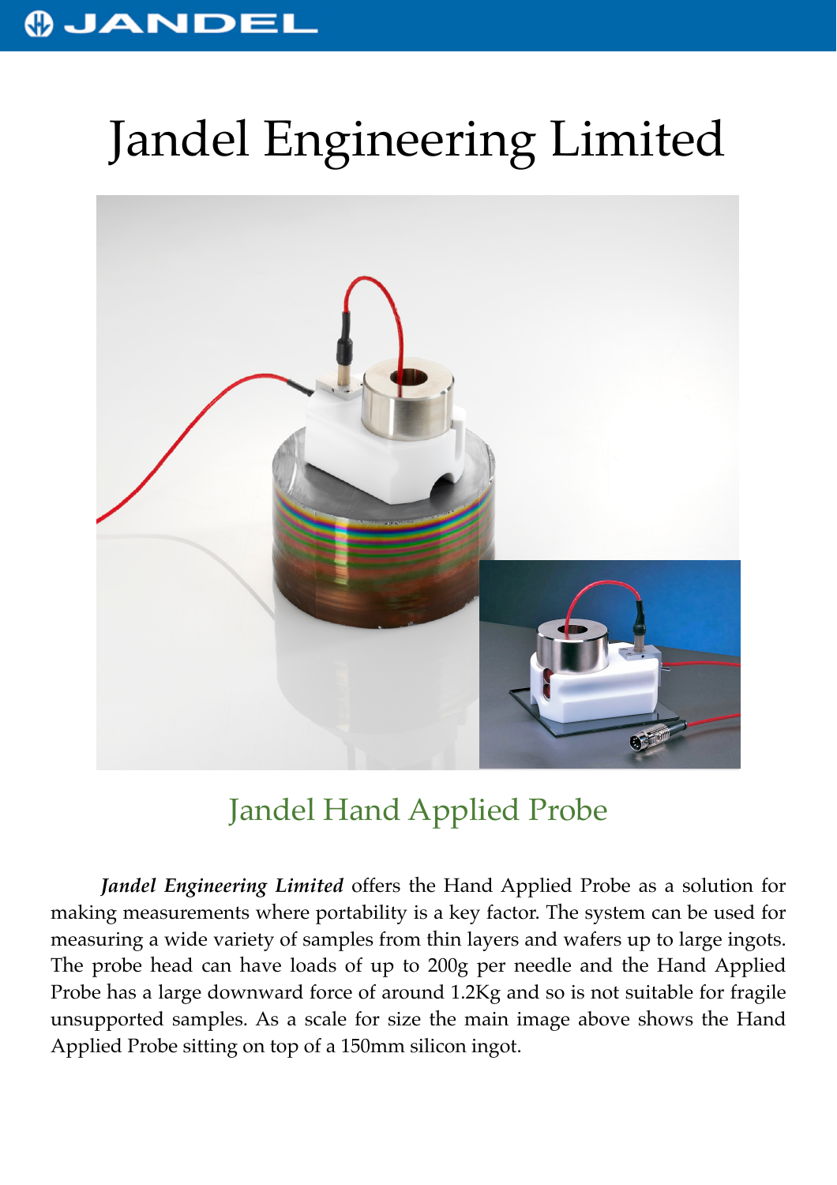# Jandel Engineering Limited

## Jandel Hand Applied Probe

***Jandel Engineering Limited*** offers the Hand Applied Probe as a solution for making measurements where portability is a key factor. The system can be used for measuring a wide variety of samples from thin layers and wafers up to large ingots. The probe head can have loads of up to 200g per needle and the Hand Applied Probe has a large downward force of around 1.2Kg and so is not suitable for fragile unsupported samples. As a scale for size the main image above shows the Hand Applied Probe sitting on top of a 150mm silicon ingot.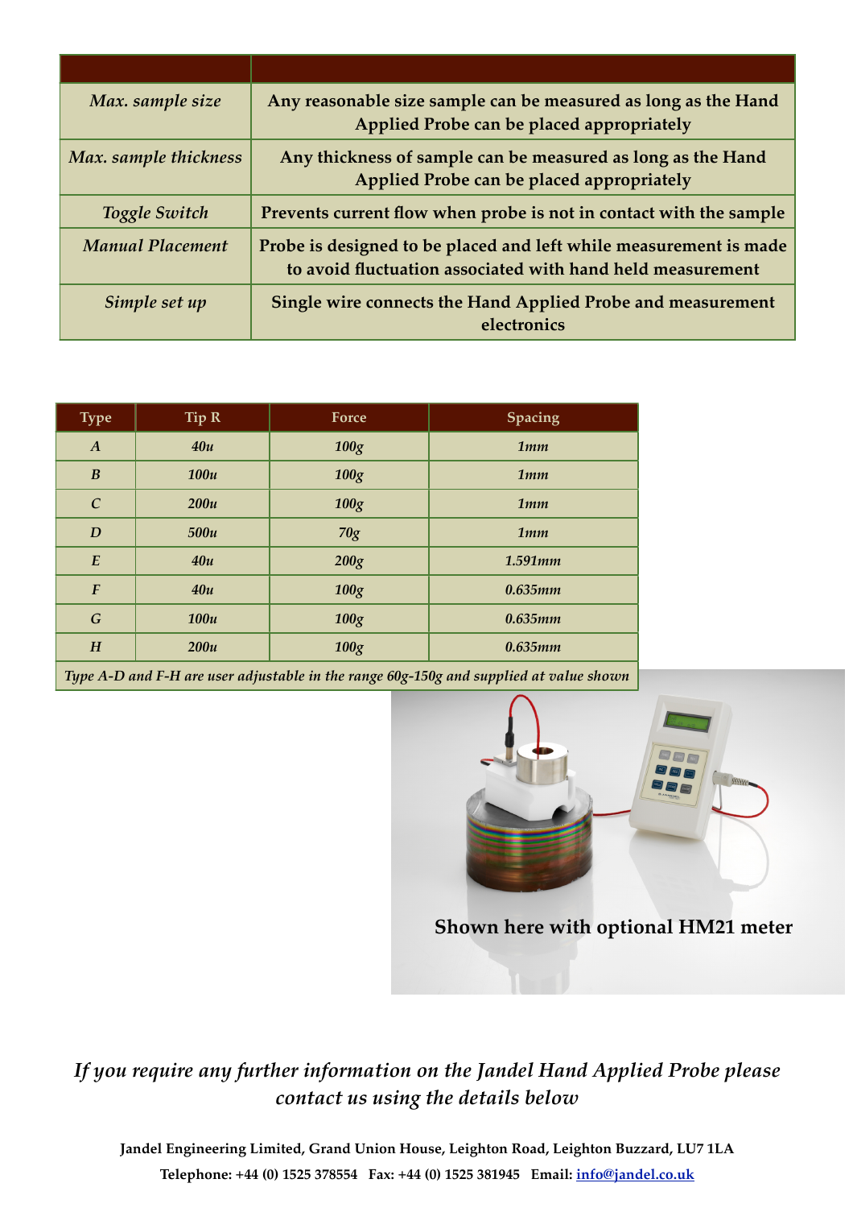| | |
|---|---|
| *Max. sample size* | Any reasonable size sample can be measured as long as the Hand Applied Probe can be placed appropriately |
| *Max. sample thickness* | Any thickness of sample can be measured as long as the Hand Applied Probe can be placed appropriately |
| *Toggle Switch* | Prevents current flow when probe is not in contact with the sample |
| *Manual Placement* | Probe is designed to be placed and left while measurement is made to avoid fluctuation associated with hand held measurement |
| *Simple set up* | Single wire connects the Hand Applied Probe and measurement electronics |

| Type | Tip R | Force | Spacing |
|---|---|---|---|
| *A* | *40u* | *100g* | *1mm* |
| *B* | *100u* | *100g* | *1mm* |
| *C* | *200u* | *100g* | *1mm* |
| *D* | *500u* | *70g* | *1mm* |
| *E* | *40u* | *200g* | *1.591mm* |
| *F* | *40u* | *100g* | *0.635mm* |
| *G* | *100u* | *100g* | *0.635mm* |
| *H* | *200u* | *100g* | *0.635mm* |
| *Type A-D and F-H are user adjustable in the range 60g-150g and supplied at value shown* | | | |

**Shown here with optional HM21 meter**

*If you require any further information on the Jandel Hand Applied Probe please contact us using the details below*

**Jandel Engineering Limited, Grand Union House, Leighton Road, Leighton Buzzard, LU7 1LA**

**Telephone: +44 (0) 1525 378554 Fax: +44 (0) 1525 381945 Email: info@jandel.co.uk**